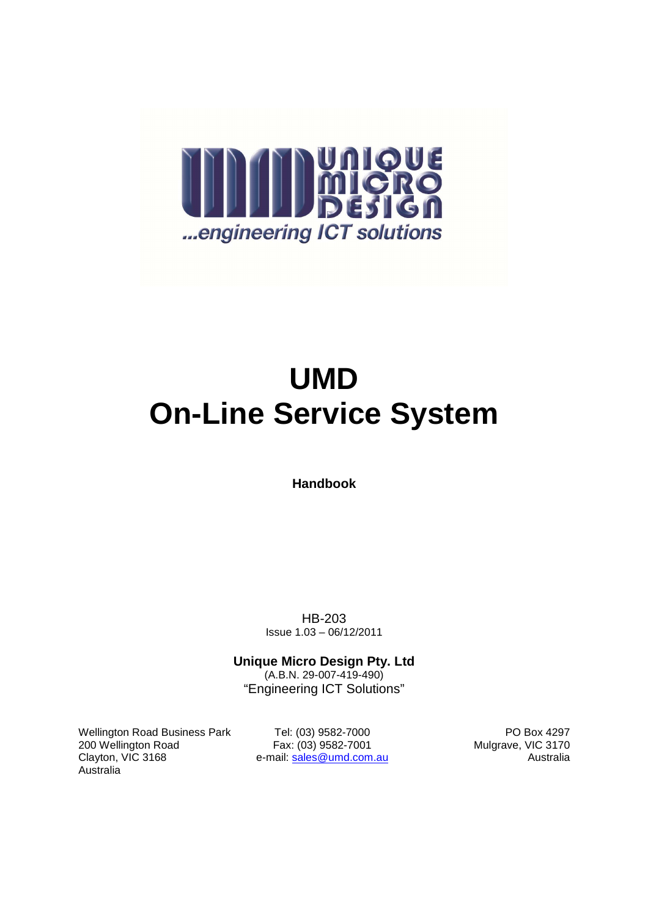# UMD
# On-Line Service System

**Handbook**

HB-203
Issue 1.03 – 06/12/2011

**Unique Micro Design Pty. Ltd**
(A.B.N. 29-007-419-490)
"Engineering ICT Solutions"

Wellington Road Business Park
200 Wellington Road
Clayton, VIC 3168
Australia

Tel: (03) 9582-7000
Fax: (03) 9582-7001
e-mail: sales@umd.com.au

PO Box 4297
Mulgrave, VIC 3170
Australia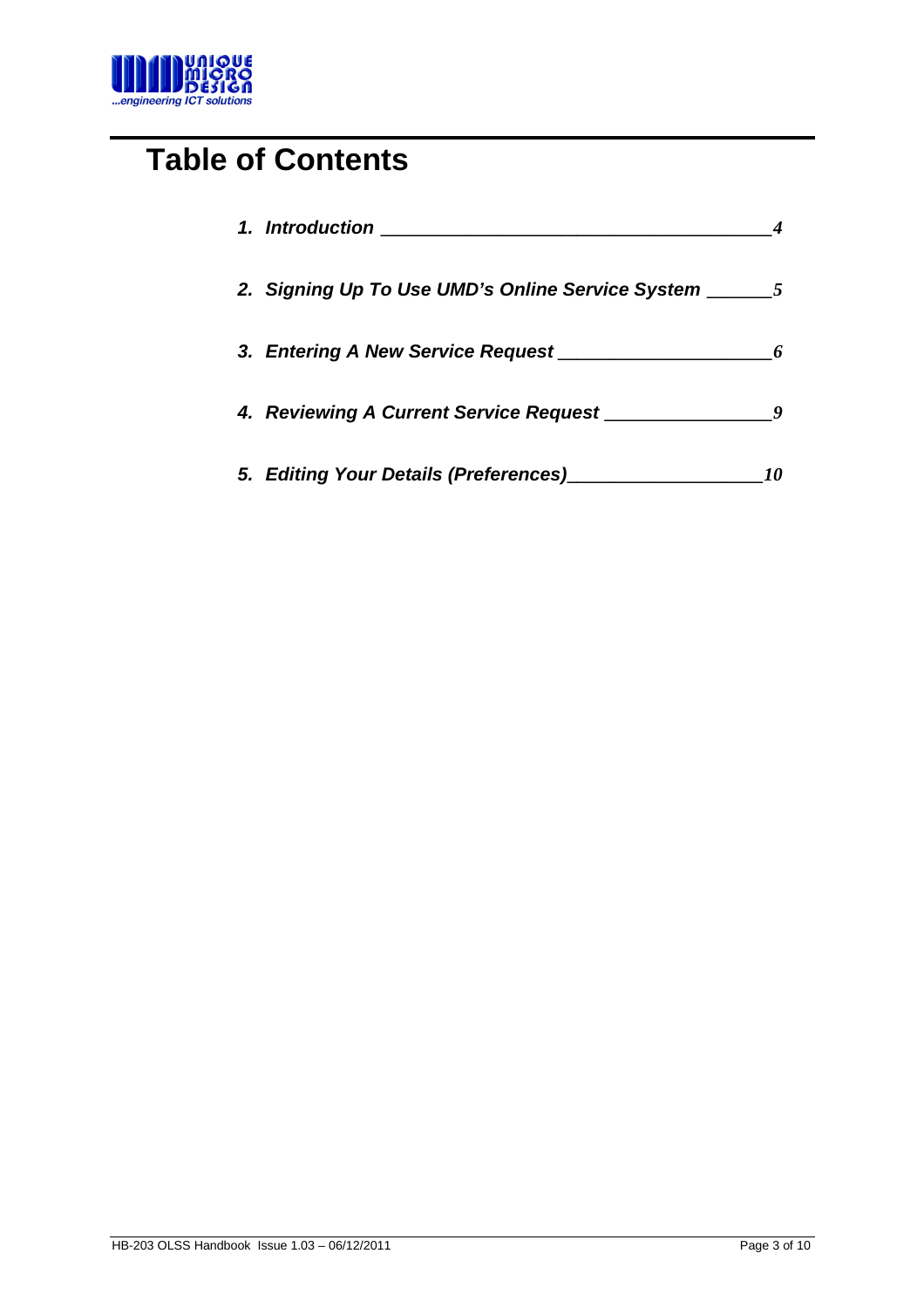# Table of Contents

1. *Introduction* ______________________________________ *4*

2. *Signing Up To Use UMD's Online Service System* ______ *5*

3. *Entering A New Service Request* ____________________ *6*

4. *Reviewing A Current Service Request* ________________ *9*

5. *Editing Your Details (Preferences)*__________________ *10*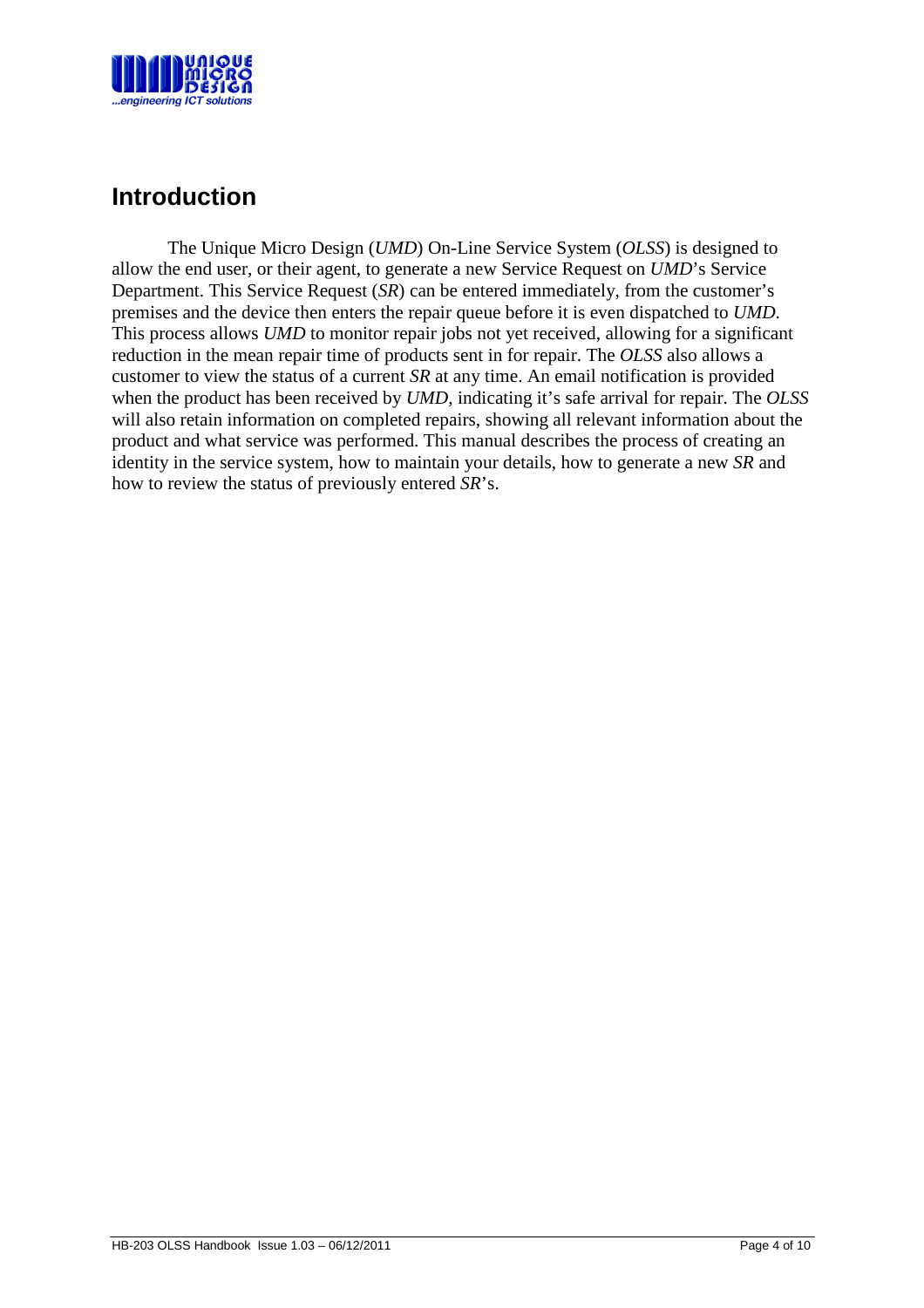# Introduction

The Unique Micro Design (*UMD*) On-Line Service System (*OLSS*) is designed to allow the end user, or their agent, to generate a new Service Request on *UMD*'s Service Department. This Service Request (*SR*) can be entered immediately, from the customer's premises and the device then enters the repair queue before it is even dispatched to *UMD*. This process allows *UMD* to monitor repair jobs not yet received, allowing for a significant reduction in the mean repair time of products sent in for repair. The *OLSS* also allows a customer to view the status of a current *SR* at any time. An email notification is provided when the product has been received by *UMD*, indicating it's safe arrival for repair. The *OLSS* will also retain information on completed repairs, showing all relevant information about the product and what service was performed. This manual describes the process of creating an identity in the service system, how to maintain your details, how to generate a new *SR* and how to review the status of previously entered *SR*'s.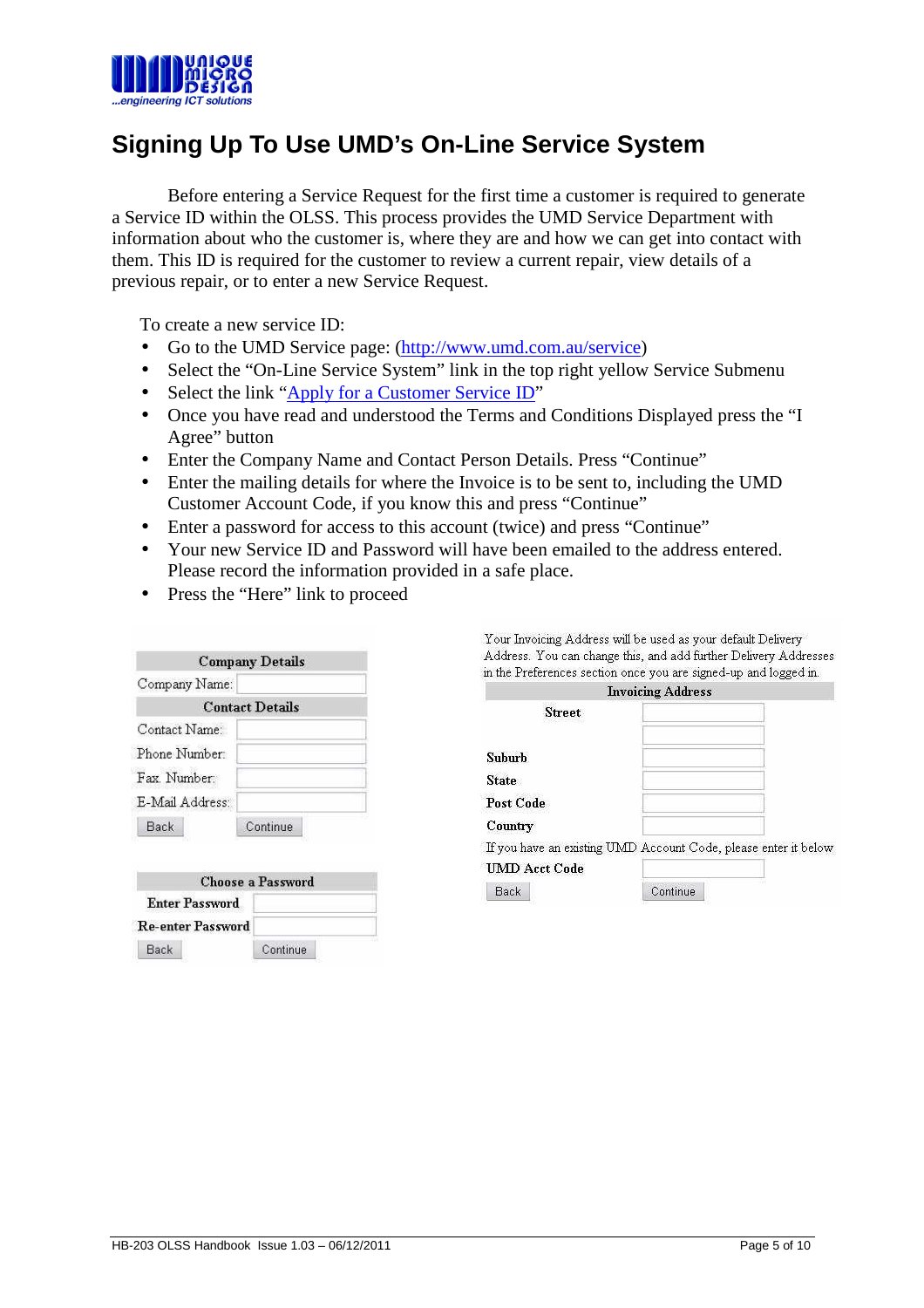# Signing Up To Use UMD's On-Line Service System

Before entering a Service Request for the first time a customer is required to generate a Service ID within the OLSS. This process provides the UMD Service Department with information about who the customer is, where they are and how we can get into contact with them. This ID is required for the customer to review a current repair, view details of a previous repair, or to enter a new Service Request.

To create a new service ID:

- Go to the UMD Service page: (http://www.umd.com.au/service)
- Select the "On-Line Service System" link in the top right yellow Service Submenu
- Select the link "Apply for a Customer Service ID"
- Once you have read and understood the Terms and Conditions Displayed press the "I Agree" button
- Enter the Company Name and Contact Person Details. Press "Continue"
- Enter the mailing details for where the Invoice is to be sent to, including the UMD Customer Account Code, if you know this and press "Continue"
- Enter a password for access to this account (twice) and press "Continue"
- Your new Service ID and Password will have been emailed to the address entered. Please record the information provided in a safe place.
- Press the "Here" link to proceed

| Company Details | |
|---|---|
| Company Name: | |
| **Contact Details** | |
| Contact Name: | |
| Phone Number: | |
| Fax. Number: | |
| E-Mail Address: | |
| Back | Continue |

Your Invoicing Address will be used as your default Delivery Address. You can change this, and add further Delivery Addresses in the Preferences section once you are signed-up and logged in.

| Invoicing Address | |
|---|---|
| Street | |
| | |
| Suburb | |
| State | |
| Post Code | |
| Country | |
| If you have an existing UMD Account Code, please enter it below | |
| UMD Acct Code | |
| Back | Continue |

| Choose a Password | |
|---|---|
| Enter Password | |
| Re-enter Password | |
| Back | Continue |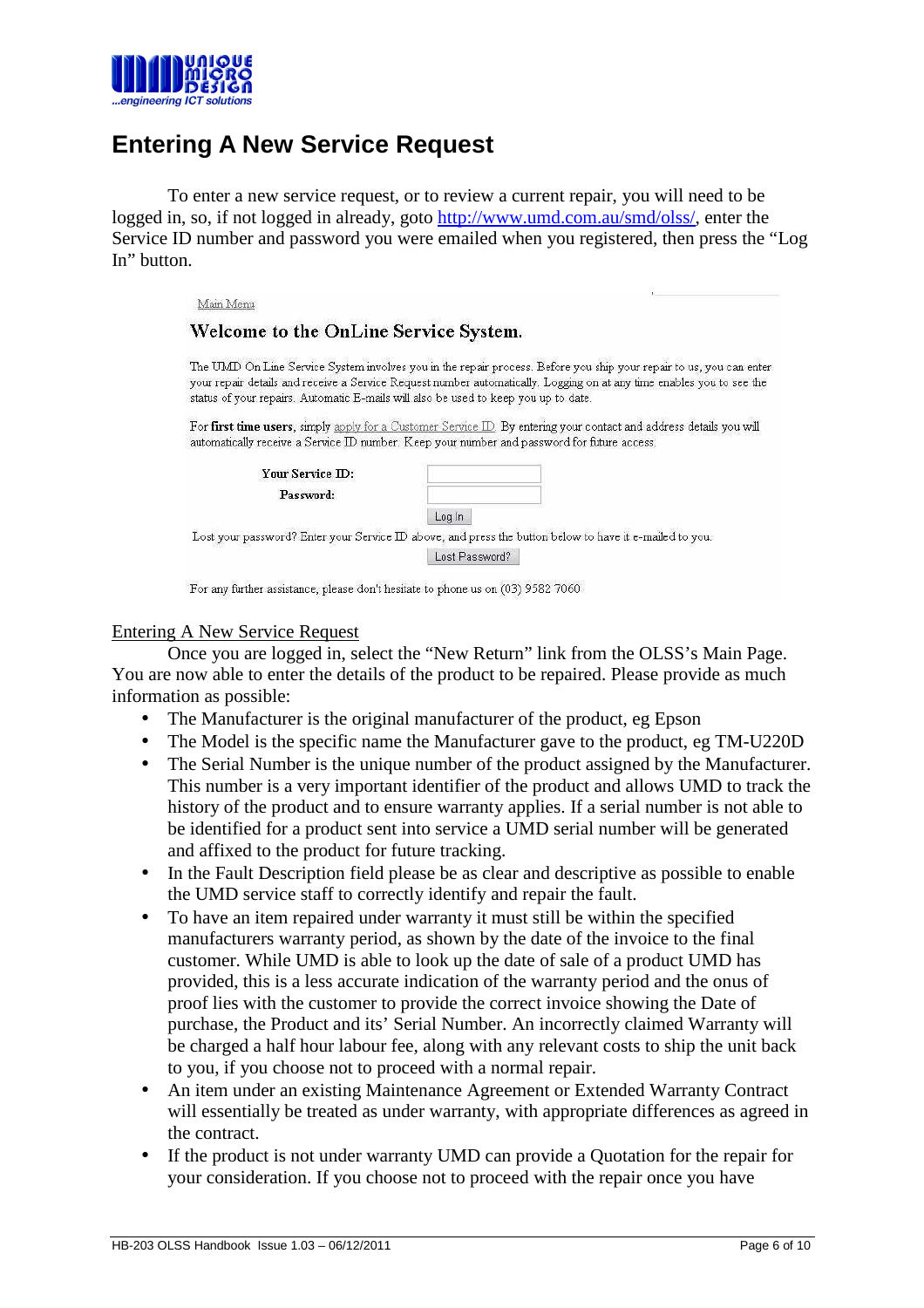# Entering A New Service Request

To enter a new service request, or to review a current repair, you will need to be logged in, so, if not logged in already, goto http://www.umd.com.au/smd/olss/, enter the Service ID number and password you were emailed when you registered, then press the "Log In" button.

Main Menu

**Welcome to the OnLine Service System.**

The UMD On Line Service System involves you in the repair process. Before you ship your repair to us, you can enter your repair details and receive a Service Request number automatically. Logging on at any time enables you to see the status of your repairs. Automatic E-mails will also be used to keep you up to date.

For **first time users**, simply apply for a Customer Service ID. By entering your contact and address details you will automatically receive a Service ID number. Keep your number and password for future access.

**Your Service ID:**

**Password:**

Log In

Lost your password? Enter your Service ID above, and press the button below to have it e-mailed to you.

Lost Password?

For any further assistance, please don't hesitate to phone us on (03) 9582 7060

## Entering A New Service Request

Once you are logged in, select the "New Return" link from the OLSS's Main Page. You are now able to enter the details of the product to be repaired. Please provide as much information as possible:

- The Manufacturer is the original manufacturer of the product, eg Epson
- The Model is the specific name the Manufacturer gave to the product, eg TM-U220D
- The Serial Number is the unique number of the product assigned by the Manufacturer. This number is a very important identifier of the product and allows UMD to track the history of the product and to ensure warranty applies. If a serial number is not able to be identified for a product sent into service a UMD serial number will be generated and affixed to the product for future tracking.
- In the Fault Description field please be as clear and descriptive as possible to enable the UMD service staff to correctly identify and repair the fault.
- To have an item repaired under warranty it must still be within the specified manufacturers warranty period, as shown by the date of the invoice to the final customer. While UMD is able to look up the date of sale of a product UMD has provided, this is a less accurate indication of the warranty period and the onus of proof lies with the customer to provide the correct invoice showing the Date of purchase, the Product and its' Serial Number. An incorrectly claimed Warranty will be charged a half hour labour fee, along with any relevant costs to ship the unit back to you, if you choose not to proceed with a normal repair.
- An item under an existing Maintenance Agreement or Extended Warranty Contract will essentially be treated as under warranty, with appropriate differences as agreed in the contract.
- If the product is not under warranty UMD can provide a Quotation for the repair for your consideration. If you choose not to proceed with the repair once you have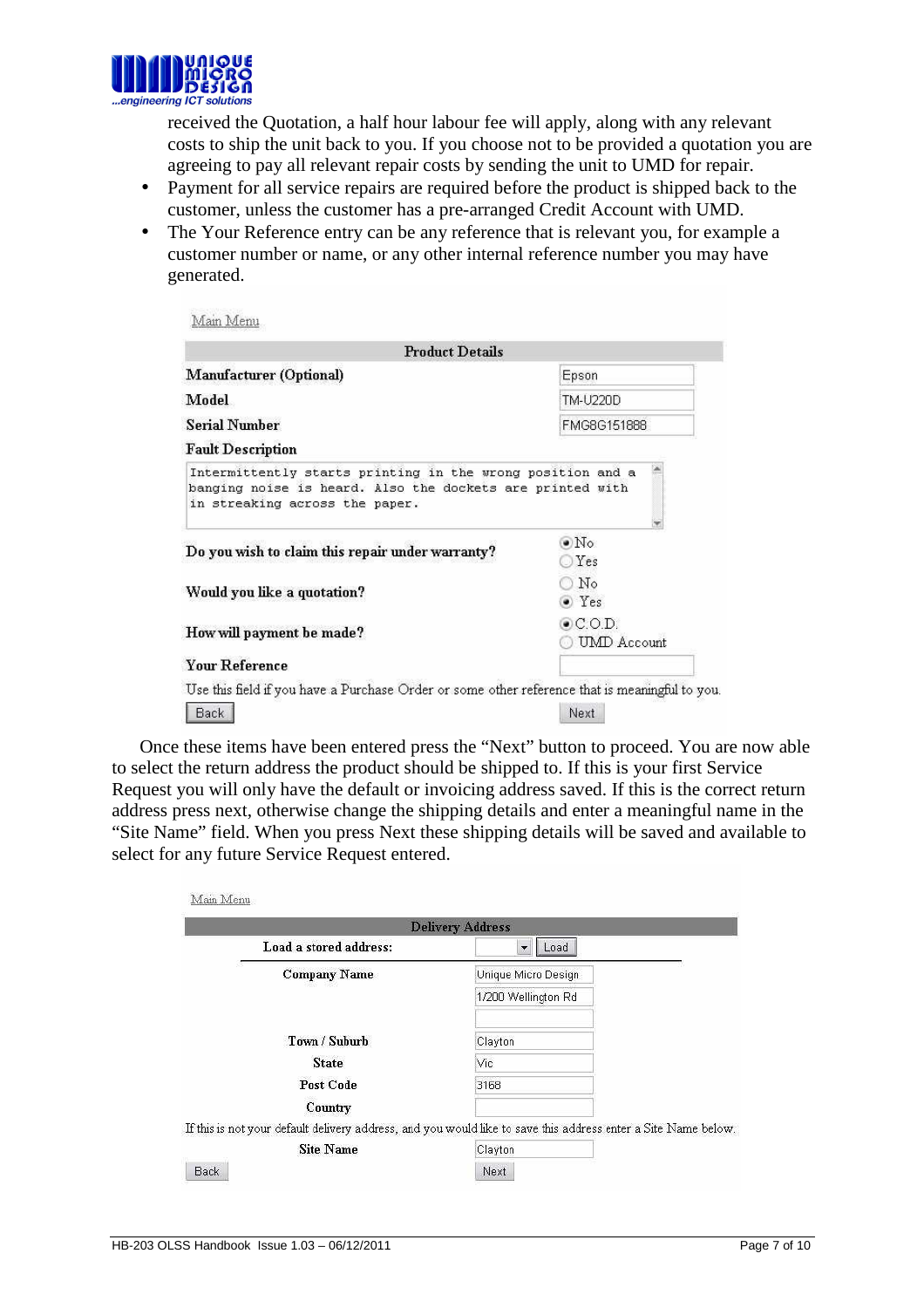received the Quotation, a half hour labour fee will apply, along with any relevant costs to ship the unit back to you. If you choose not to be provided a quotation you are agreeing to pay all relevant repair costs by sending the unit to UMD for repair.

- Payment for all service repairs are required before the product is shipped back to the customer, unless the customer has a pre-arranged Credit Account with UMD.
- The Your Reference entry can be any reference that is relevant you, for example a customer number or name, or any other internal reference number you may have generated.

Main Menu

| Product Details | |
|---|---|
| Manufacturer (Optional) | Epson |
| Model | TM-U220D |
| Serial Number | FMG8G151888 |
| Fault Description | |
| Intermittently starts printing in the wrong position and a banging noise is heard. Also the dockets are printed with in streaking across the paper. | |
| Do you wish to claim this repair under warranty? | (•) No ( ) Yes |
| Would you like a quotation? | ( ) No (•) Yes |
| How will payment be made? | (•) C.O.D. ( ) UMD Account |
| Your Reference | |
| Use this field if you have a Purchase Order or some other reference that is meaningful to you. | |
| Back | Next |

Once these items have been entered press the "Next" button to proceed. You are now able to select the return address the product should be shipped to. If this is your first Service Request you will only have the default or invoicing address saved. If this is the correct return address press next, otherwise change the shipping details and enter a meaningful name in the "Site Name" field. When you press Next these shipping details will be saved and available to select for any future Service Request entered.

Main Menu

| Delivery Address | |
|---|---|
| Load a stored address: | [ ] Load |
| Company Name | Unique Micro Design |
| | 1/200 Wellington Rd |
| | |
| Town / Suburb | Clayton |
| State | Vic |
| Post Code | 3168 |
| Country | |
| If this is not your default delivery address, and you would like to save this address enter a Site Name below. | |
| Site Name | Clayton |
| Back | Next |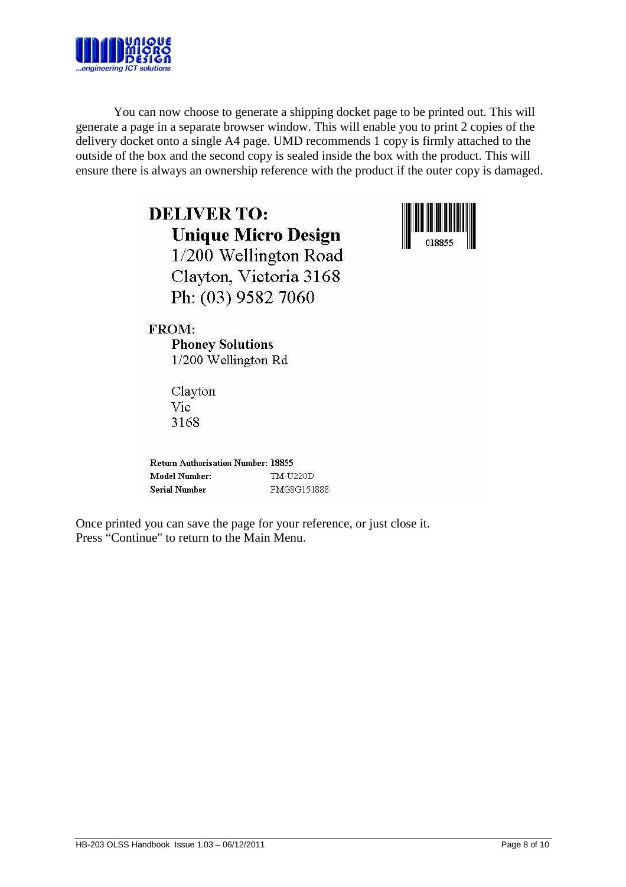You can now choose to generate a shipping docket page to be printed out. This will generate a page in a separate browser window. This will enable you to print 2 copies of the delivery docket onto a single A4 page. UMD recommends 1 copy is firmly attached to the outside of the box and the second copy is sealed inside the box with the product. This will ensure there is always an ownership reference with the product if the outer copy is damaged.

**DELIVER TO:**

**Unique Micro Design**
1/200 Wellington Road
Clayton, Victoria 3168
Ph: (03) 9582 7060

018855

**FROM:**

**Phoney Solutions**
1/200 Wellington Rd

Clayton
Vic
3168

| | |
|---|---|
| **Return Authorisation Number:** | **18855** |
| **Model Number:** | TM-U220D |
| **Serial Number** | FMG8G151888 |

Once printed you can save the page for your reference, or just close it.
Press "Continue" to return to the Main Menu.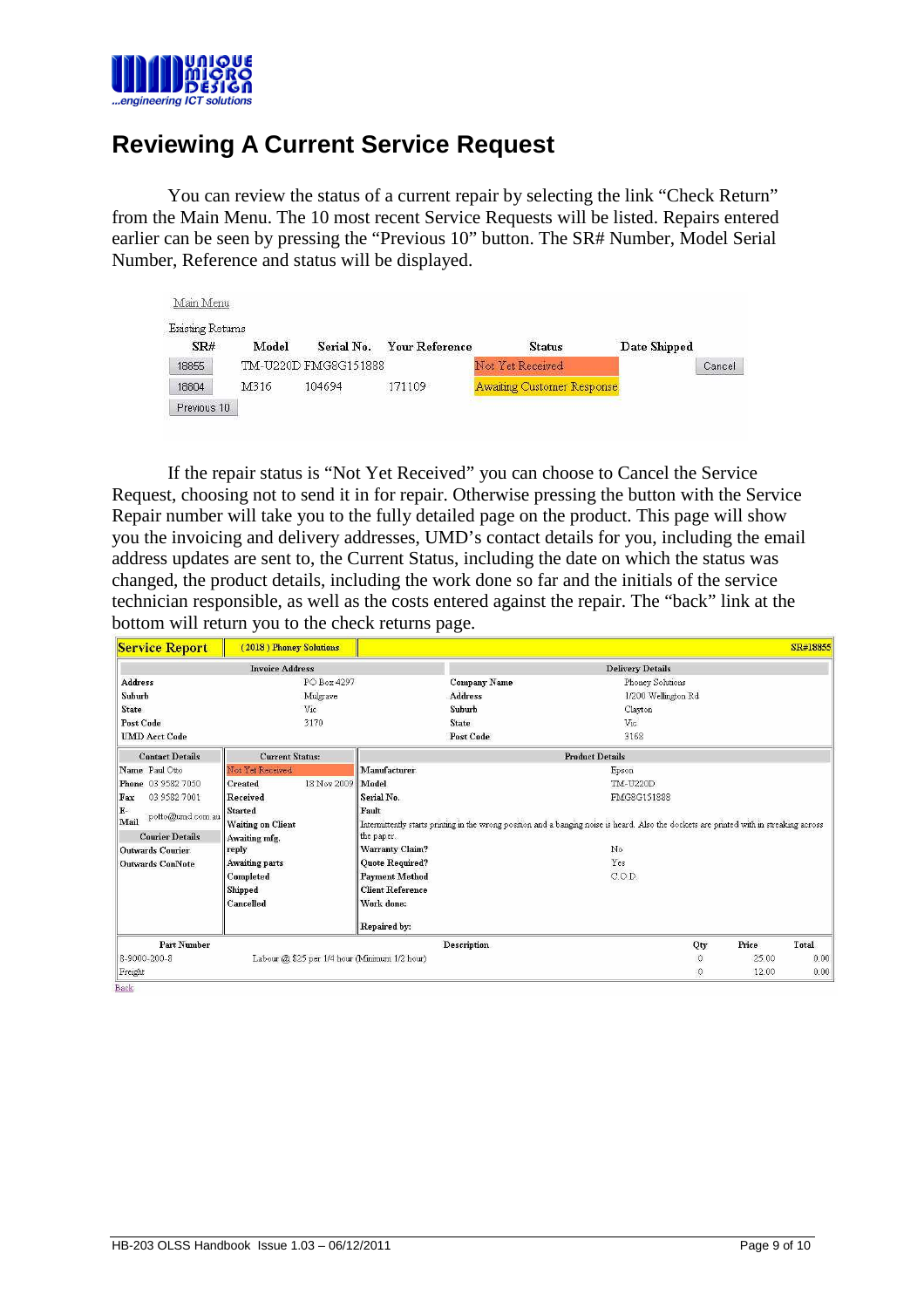# Reviewing A Current Service Request

You can review the status of a current repair by selecting the link “Check Return” from the Main Menu. The 10 most recent Service Requests will be listed. Repairs entered earlier can be seen by pressing the “Previous 10” button. The SR# Number, Model Serial Number, Reference and status will be displayed.

Main Menu

Existing Returns

| SR# | Model | Serial No. | Your Reference | Status | Date Shipped | |
|---|---|---|---|---|---|---|
| 18855 | TM-U220D | FMG8G151888 | | Not Yet Received | | Cancel |
| 18804 | M316 | 104694 | 171109 | Awaiting Customer Response | | |

Previous 10

If the repair status is “Not Yet Received” you can choose to Cancel the Service Request, choosing not to send it in for repair. Otherwise pressing the button with the Service Repair number will take you to the fully detailed page on the product. This page will show you the invoicing and delivery addresses, UMD’s contact details for you, including the email address updates are sent to, the Current Status, including the date on which the status was changed, the product details, including the work done so far and the initials of the service technician responsible, as well as the costs entered against the repair. The “back” link at the bottom will return you to the check returns page.

**Service Report** | (2018) Phoney Solutions | SR#18855

| Invoice Address | | Delivery Details | |
|---|---|---|---|
| Address | PO Box 4297 | Company Name | Phoney Solutions |
| Suburb | Mulgrave | Address | 1/200 Wellington Rd |
| State | Vic | Suburb | Clayton |
| Post Code | 3170 | State | Vic |
| UMD Acct Code | | Post Code | 3168 |

| Contact Details | Current Status: | | Product Details | |
|---|---|---|---|---|
| Name Paul Otto | Not Yet Received | | Manufacturer | Epson |
| Phone 03 9582 7050 | Created | 18 Nov 2009 | Model | TM-U220D |
| Fax 03 9582 7001 | Received | | Serial No. | FMG8G151888 |
| E-Mail potto@umd.com.au | Started | | Fault | Intermittently starts printing in the wrong position and a banging noise is heard. Also the dockets are printed with in streaking across the paper. |
| **Courier Details** | Waiting on Client | | | |
| Outwards Courier | Awaiting mfg. reply | | Warranty Claim? | No |
| Outwards ConNote | Awaiting parts | | Quote Required? | Yes |
| | Completed | | Payment Method | C.O.D. |
| | Shipped | | Client Reference | |
| | Cancelled | | Work done: | |
| | | | Repaired by: | |

| Part Number | Description | Qty | Price | Total |
|---|---|---|---|---|
| 8-9000-200-8 | Labour @ $25 per 1/4 hour (Minimum 1/2 hour) | 0 | 25.00 | 0.00 |
| Freight | | 0 | 12.00 | 0.00 |

Back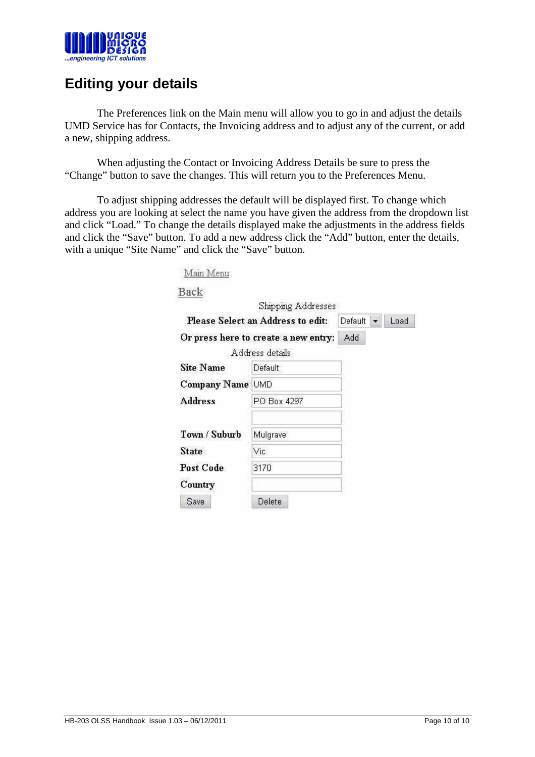# Editing your details

The Preferences link on the Main menu will allow you to go in and adjust the details UMD Service has for Contacts, the Invoicing address and to adjust any of the current, or add a new, shipping address.

When adjusting the Contact or Invoicing Address Details be sure to press the "Change" button to save the changes. This will return you to the Preferences Menu.

To adjust shipping addresses the default will be displayed first. To change which address you are looking at select the name you have given the address from the dropdown list and click "Load." To change the details displayed make the adjustments in the address fields and click the "Save" button. To add a new address click the "Add" button, enter the details, with a unique "Site Name" and click the "Save" button.

Main Menu

Back

Shipping Addresses

**Please Select an Address to edit:** Default [Load]

**Or press here to create a new entry:** [Add]

Address details

| | |
|---|---|
| **Site Name** | Default |
| **Company Name** | UMD |
| **Address** | PO Box 4297 |
| | |
| **Town / Suburb** | Mulgrave |
| **State** | Vic |
| **Post Code** | 3170 |
| **Country** | |
| [Save] | [Delete] |